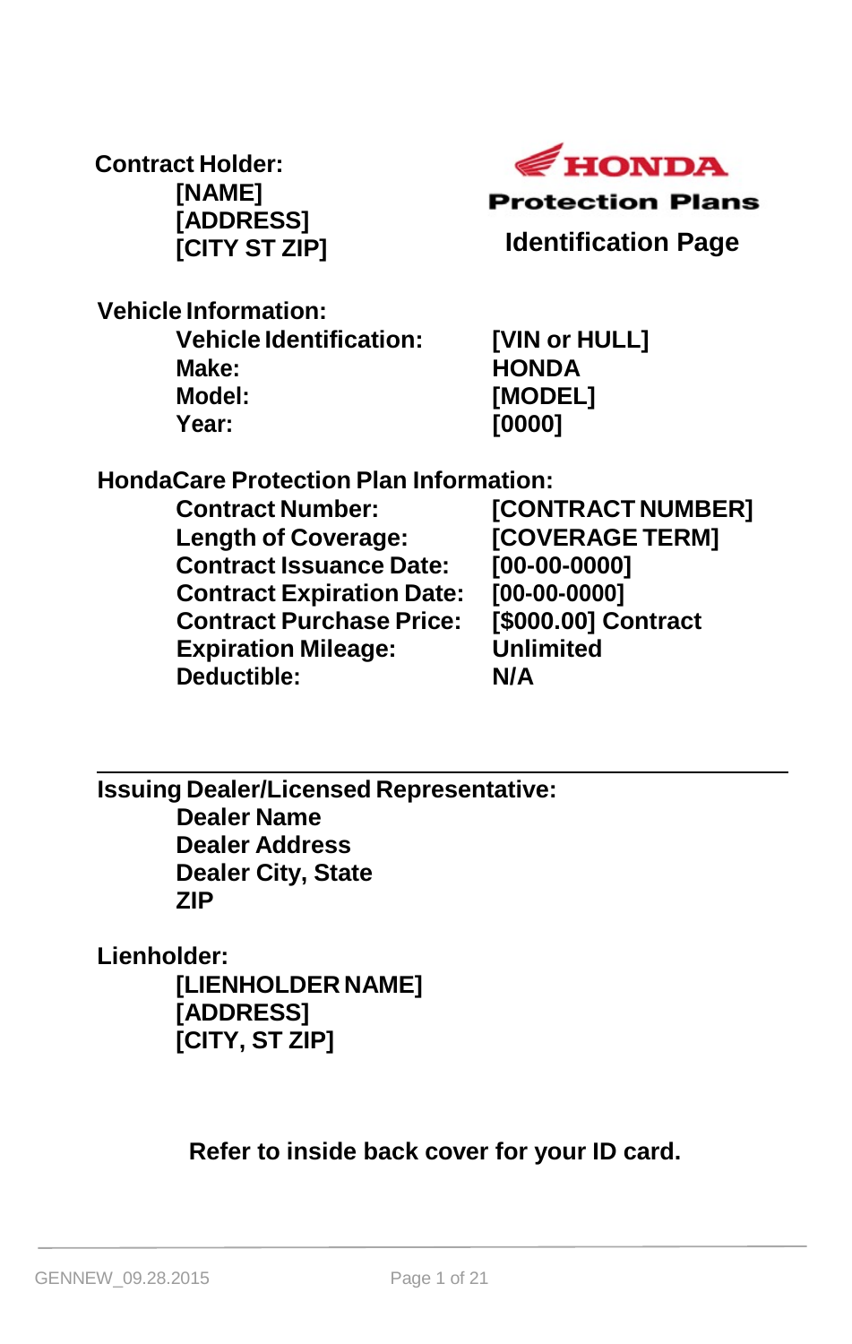**HONDA**

**Protection Plans**

# Identification Page

**Contract Holder:**
**[NAME]**
**[ADDRESS]**
**[CITY ST ZIP]**

**Vehicle Information:**

| | |
|---|---|
| **Vehicle Identification:** | **[VIN or HULL]** |
| **Make:** | **HONDA** |
| **Model:** | **[MODEL]** |
| **Year:** | **[0000]** |

**HondaCare Protection Plan Information:**

| | |
|---|---|
| **Contract Number:** | **[CONTRACT NUMBER]** |
| **Length of Coverage:** | **[COVERAGE TERM]** |
| **Contract Issuance Date:** | **[00-00-0000]** |
| **Contract Expiration Date:** | **[00-00-0000]** |
| **Contract Purchase Price:** | **[$000.00] Contract** |
| **Expiration Mileage:** | **Unlimited** |
| **Deductible:** | **N/A** |

---

**Issuing Dealer/Licensed Representative:**
**Dealer Name**
**Dealer Address**
**Dealer City, State**
**ZIP**

**Lienholder:**
**[LIENHOLDER NAME]**
**[ADDRESS]**
**[CITY, ST ZIP]**

**Refer to inside back cover for your ID card.**

GENNEW_09.28.2015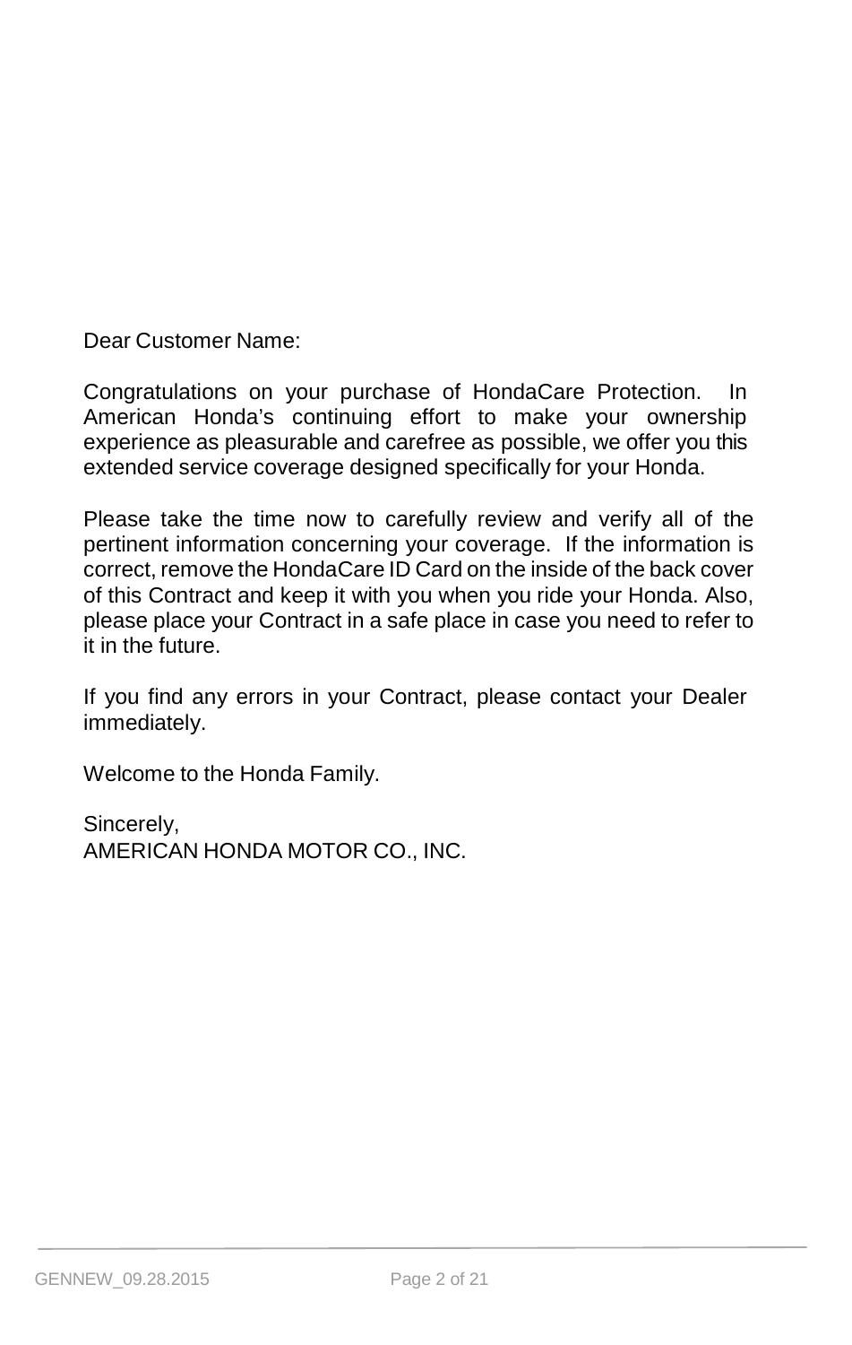Dear Customer Name:

Congratulations on your purchase of HondaCare Protection. In American Honda's continuing effort to make your ownership experience as pleasurable and carefree as possible, we offer you this extended service coverage designed specifically for your Honda.

Please take the time now to carefully review and verify all of the pertinent information concerning your coverage. If the information is correct, remove the HondaCare ID Card on the inside of the back cover of this Contract and keep it with you when you ride your Honda. Also, please place your Contract in a safe place in case you need to refer to it in the future.

If you find any errors in your Contract, please contact your Dealer immediately.

Welcome to the Honda Family.

Sincerely,  
AMERICAN HONDA MOTOR CO., INC.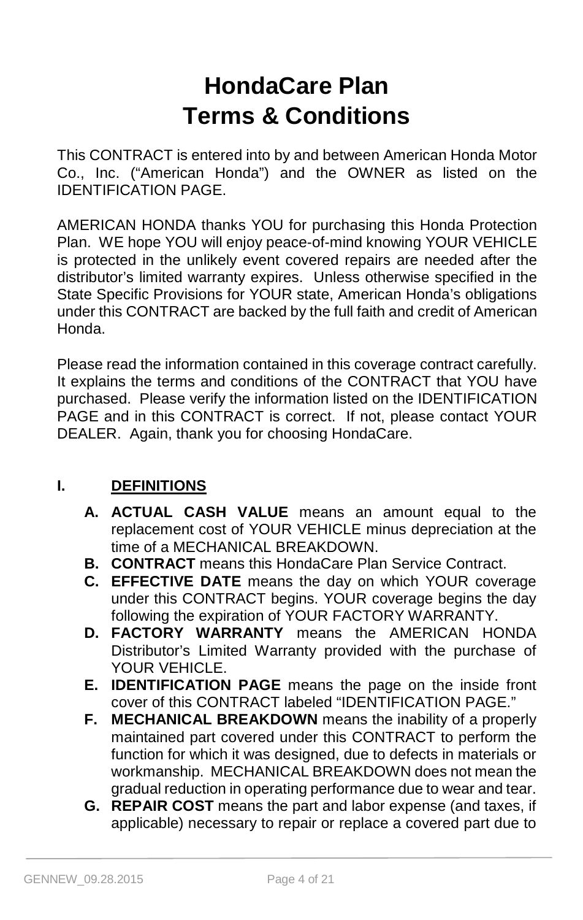# HondaCare Plan
# Terms & Conditions

This CONTRACT is entered into by and between American Honda Motor Co., Inc. ("American Honda") and the OWNER as listed on the IDENTIFICATION PAGE.

AMERICAN HONDA thanks YOU for purchasing this Honda Protection Plan. WE hope YOU will enjoy peace-of-mind knowing YOUR VEHICLE is protected in the unlikely event covered repairs are needed after the distributor's limited warranty expires. Unless otherwise specified in the State Specific Provisions for YOUR state, American Honda's obligations under this CONTRACT are backed by the full faith and credit of American Honda.

Please read the information contained in this coverage contract carefully. It explains the terms and conditions of the CONTRACT that YOU have purchased. Please verify the information listed on the IDENTIFICATION PAGE and in this CONTRACT is correct. If not, please contact YOUR DEALER. Again, thank you for choosing HondaCare.

## I. DEFINITIONS

**A. ACTUAL CASH VALUE** means an amount equal to the replacement cost of YOUR VEHICLE minus depreciation at the time of a MECHANICAL BREAKDOWN.

**B. CONTRACT** means this HondaCare Plan Service Contract.

**C. EFFECTIVE DATE** means the day on which YOUR coverage under this CONTRACT begins. YOUR coverage begins the day following the expiration of YOUR FACTORY WARRANTY.

**D. FACTORY WARRANTY** means the AMERICAN HONDA Distributor's Limited Warranty provided with the purchase of YOUR VEHICLE.

**E. IDENTIFICATION PAGE** means the page on the inside front cover of this CONTRACT labeled "IDENTIFICATION PAGE."

**F. MECHANICAL BREAKDOWN** means the inability of a properly maintained part covered under this CONTRACT to perform the function for which it was designed, due to defects in materials or workmanship. MECHANICAL BREAKDOWN does not mean the gradual reduction in operating performance due to wear and tear.

**G. REPAIR COST** means the part and labor expense (and taxes, if applicable) necessary to repair or replace a covered part due to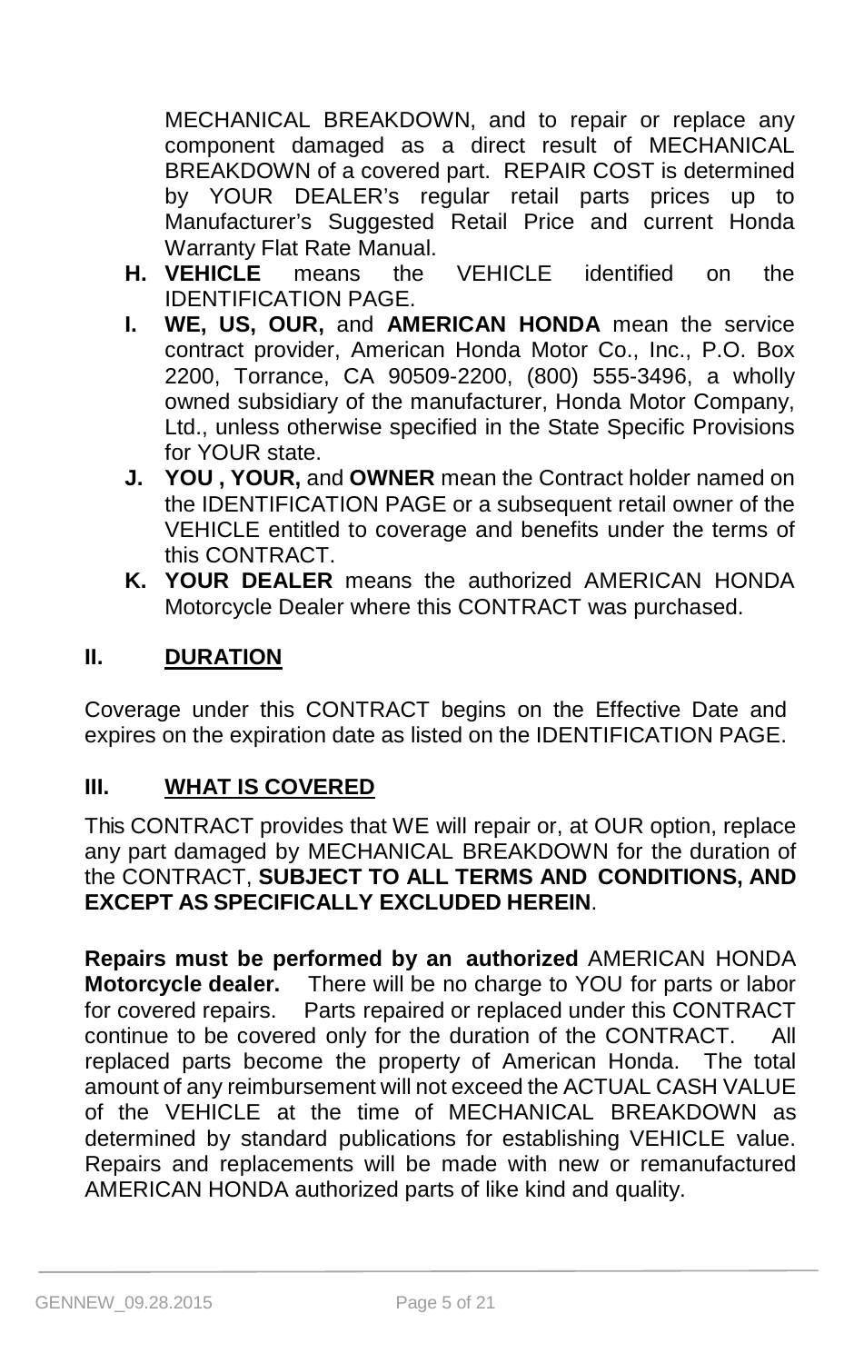MECHANICAL BREAKDOWN, and to repair or replace any component damaged as a direct result of MECHANICAL BREAKDOWN of a covered part. REPAIR COST is determined by YOUR DEALER's regular retail parts prices up to Manufacturer's Suggested Retail Price and current Honda Warranty Flat Rate Manual.

- **H. VEHICLE** means the VEHICLE identified on the IDENTIFICATION PAGE.
- **I. WE, US, OUR,** and **AMERICAN HONDA** mean the service contract provider, American Honda Motor Co., Inc., P.O. Box 2200, Torrance, CA 90509-2200, (800) 555-3496, a wholly owned subsidiary of the manufacturer, Honda Motor Company, Ltd., unless otherwise specified in the State Specific Provisions for YOUR state.
- **J. YOU , YOUR,** and **OWNER** mean the Contract holder named on the IDENTIFICATION PAGE or a subsequent retail owner of the VEHICLE entitled to coverage and benefits under the terms of this CONTRACT.
- **K. YOUR DEALER** means the authorized AMERICAN HONDA Motorcycle Dealer where this CONTRACT was purchased.

## II. DURATION

Coverage under this CONTRACT begins on the Effective Date and expires on the expiration date as listed on the IDENTIFICATION PAGE.

## III. WHAT IS COVERED

This CONTRACT provides that WE will repair or, at OUR option, replace any part damaged by MECHANICAL BREAKDOWN for the duration of the CONTRACT, **SUBJECT TO ALL TERMS AND CONDITIONS, AND EXCEPT AS SPECIFICALLY EXCLUDED HEREIN**.

**Repairs must be performed by an authorized** AMERICAN HONDA **Motorcycle dealer.** There will be no charge to YOU for parts or labor for covered repairs. Parts repaired or replaced under this CONTRACT continue to be covered only for the duration of the CONTRACT. All replaced parts become the property of American Honda. The total amount of any reimbursement will not exceed the ACTUAL CASH VALUE of the VEHICLE at the time of MECHANICAL BREAKDOWN as determined by standard publications for establishing VEHICLE value. Repairs and replacements will be made with new or remanufactured AMERICAN HONDA authorized parts of like kind and quality.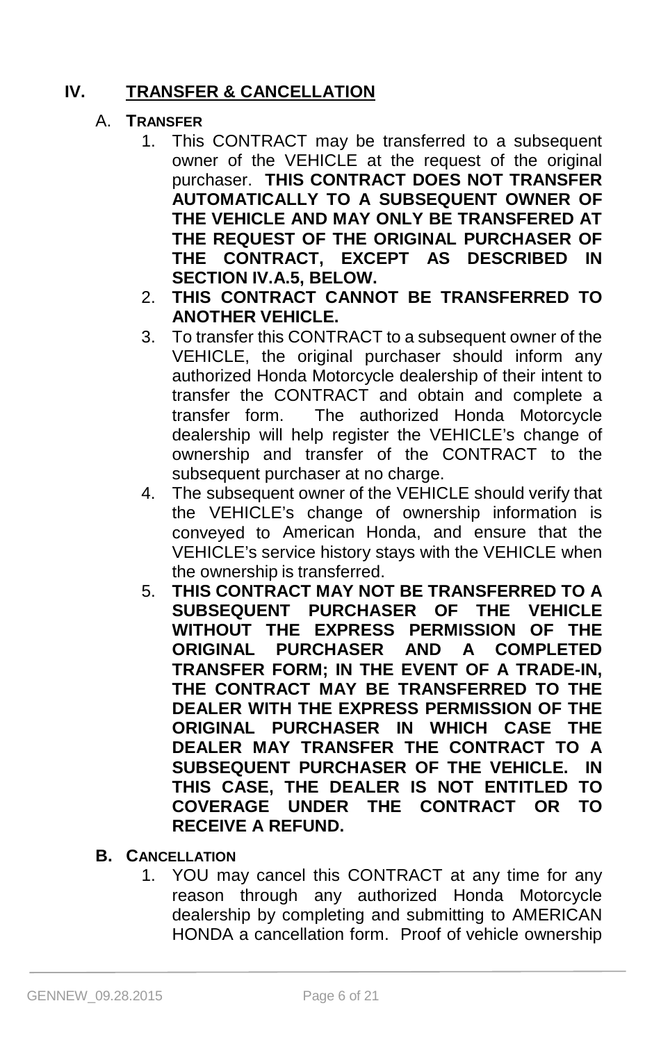## IV. TRANSFER & CANCELLATION

### A. TRANSFER

1. This CONTRACT may be transferred to a subsequent owner of the VEHICLE at the request of the original purchaser. **THIS CONTRACT DOES NOT TRANSFER AUTOMATICALLY TO A SUBSEQUENT OWNER OF THE VEHICLE AND MAY ONLY BE TRANSFERED AT THE REQUEST OF THE ORIGINAL PURCHASER OF THE CONTRACT, EXCEPT AS DESCRIBED IN SECTION IV.A.5, BELOW.**
2. **THIS CONTRACT CANNOT BE TRANSFERRED TO ANOTHER VEHICLE.**
3. To transfer this CONTRACT to a subsequent owner of the VEHICLE, the original purchaser should inform any authorized Honda Motorcycle dealership of their intent to transfer the CONTRACT and obtain and complete a transfer form. The authorized Honda Motorcycle dealership will help register the VEHICLE's change of ownership and transfer of the CONTRACT to the subsequent purchaser at no charge.
4. The subsequent owner of the VEHICLE should verify that the VEHICLE's change of ownership information is conveyed to American Honda, and ensure that the VEHICLE's service history stays with the VEHICLE when the ownership is transferred.
5. **THIS CONTRACT MAY NOT BE TRANSFERRED TO A SUBSEQUENT PURCHASER OF THE VEHICLE WITHOUT THE EXPRESS PERMISSION OF THE ORIGINAL PURCHASER AND A COMPLETED TRANSFER FORM; IN THE EVENT OF A TRADE-IN, THE CONTRACT MAY BE TRANSFERRED TO THE DEALER WITH THE EXPRESS PERMISSION OF THE ORIGINAL PURCHASER IN WHICH CASE THE DEALER MAY TRANSFER THE CONTRACT TO A SUBSEQUENT PURCHASER OF THE VEHICLE. IN THIS CASE, THE DEALER IS NOT ENTITLED TO COVERAGE UNDER THE CONTRACT OR TO RECEIVE A REFUND.**

### B. CANCELLATION

1. YOU may cancel this CONTRACT at any time for any reason through any authorized Honda Motorcycle dealership by completing and submitting to AMERICAN HONDA a cancellation form. Proof of vehicle ownership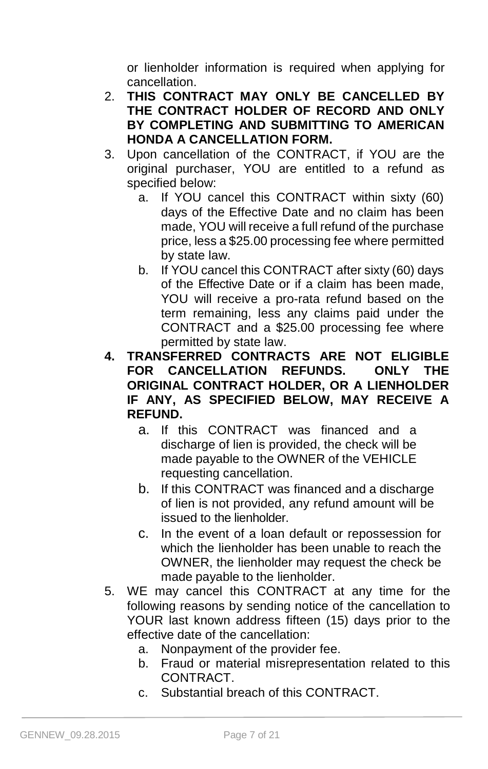or lienholder information is required when applying for cancellation.

2. **THIS CONTRACT MAY ONLY BE CANCELLED BY THE CONTRACT HOLDER OF RECORD AND ONLY BY COMPLETING AND SUBMITTING TO AMERICAN HONDA A CANCELLATION FORM.**
3. Upon cancellation of the CONTRACT, if YOU are the original purchaser, YOU are entitled to a refund as specified below:
   a. If YOU cancel this CONTRACT within sixty (60) days of the Effective Date and no claim has been made, YOU will receive a full refund of the purchase price, less a $25.00 processing fee where permitted by state law.
   b. If YOU cancel this CONTRACT after sixty (60) days of the Effective Date or if a claim has been made, YOU will receive a pro-rata refund based on the term remaining, less any claims paid under the CONTRACT and a $25.00 processing fee where permitted by state law.
4. **TRANSFERRED CONTRACTS ARE NOT ELIGIBLE FOR CANCELLATION REFUNDS. ONLY THE ORIGINAL CONTRACT HOLDER, OR A LIENHOLDER IF ANY, AS SPECIFIED BELOW, MAY RECEIVE A REFUND.**
   a. If this CONTRACT was financed and a discharge of lien is provided, the check will be made payable to the OWNER of the VEHICLE requesting cancellation.
   b. If this CONTRACT was financed and a discharge of lien is not provided, any refund amount will be issued to the lienholder.
   c. In the event of a loan default or repossession for which the lienholder has been unable to reach the OWNER, the lienholder may request the check be made payable to the lienholder.
5. WE may cancel this CONTRACT at any time for the following reasons by sending notice of the cancellation to YOUR last known address fifteen (15) days prior to the effective date of the cancellation:
   a. Nonpayment of the provider fee.
   b. Fraud or material misrepresentation related to this CONTRACT.
   c. Substantial breach of this CONTRACT.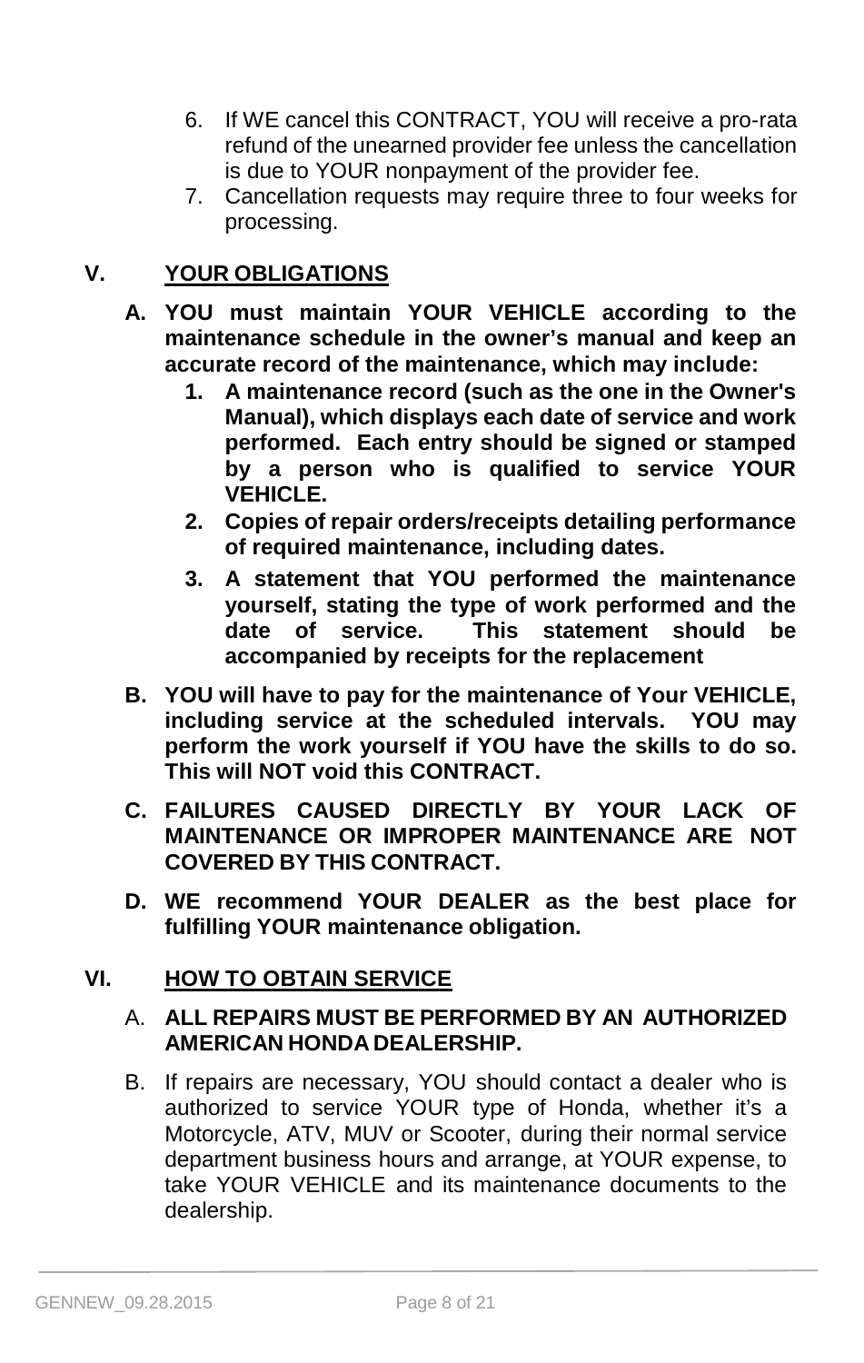6. If WE cancel this CONTRACT, YOU will receive a pro-rata refund of the unearned provider fee unless the cancellation is due to YOUR nonpayment of the provider fee.
7. Cancellation requests may require three to four weeks for processing.

## V. <u>YOUR OBLIGATIONS</u>

**A. YOU must maintain YOUR VEHICLE according to the maintenance schedule in the owner's manual and keep an accurate record of the maintenance, which may include:**

   **1. A maintenance record (such as the one in the Owner's Manual), which displays each date of service and work performed. Each entry should be signed or stamped by a person who is qualified to service YOUR VEHICLE.**

   **2. Copies of repair orders/receipts detailing performance of required maintenance, including dates.**

   **3. A statement that YOU performed the maintenance yourself, stating the type of work performed and the date of service. This statement should be accompanied by receipts for the replacement**

**B. YOU will have to pay for the maintenance of Your VEHICLE, including service at the scheduled intervals. YOU may perform the work yourself if YOU have the skills to do so. This will NOT void this CONTRACT.**

**C. FAILURES CAUSED DIRECTLY BY YOUR LACK OF MAINTENANCE OR IMPROPER MAINTENANCE ARE NOT COVERED BY THIS CONTRACT.**

**D. WE recommend YOUR DEALER as the best place for fulfilling YOUR maintenance obligation.**

## VI. <u>HOW TO OBTAIN SERVICE</u>

A. **ALL REPAIRS MUST BE PERFORMED BY AN AUTHORIZED AMERICAN HONDA DEALERSHIP.**

B. If repairs are necessary, YOU should contact a dealer who is authorized to service YOUR type of Honda, whether it's a Motorcycle, ATV, MUV or Scooter, during their normal service department business hours and arrange, at YOUR expense, to take YOUR VEHICLE and its maintenance documents to the dealership.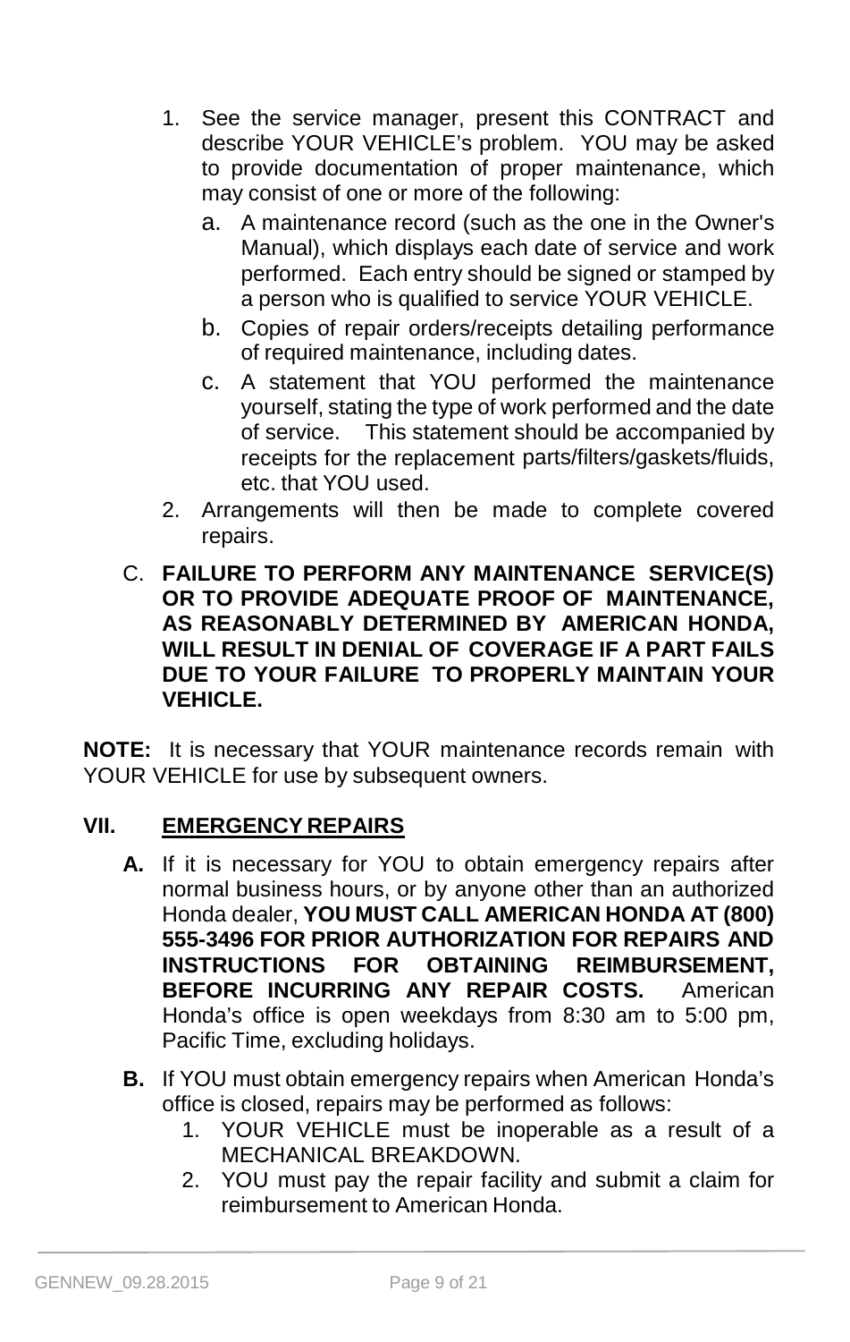1. See the service manager, present this CONTRACT and describe YOUR VEHICLE's problem. YOU may be asked to provide documentation of proper maintenance, which may consist of one or more of the following:
   a. A maintenance record (such as the one in the Owner's Manual), which displays each date of service and work performed. Each entry should be signed or stamped by a person who is qualified to service YOUR VEHICLE.
   b. Copies of repair orders/receipts detailing performance of required maintenance, including dates.
   c. A statement that YOU performed the maintenance yourself, stating the type of work performed and the date of service. This statement should be accompanied by receipts for the replacement parts/filters/gaskets/fluids, etc. that YOU used.
2. Arrangements will then be made to complete covered repairs.

C. **FAILURE TO PERFORM ANY MAINTENANCE SERVICE(S) OR TO PROVIDE ADEQUATE PROOF OF MAINTENANCE, AS REASONABLY DETERMINED BY AMERICAN HONDA, WILL RESULT IN DENIAL OF COVERAGE IF A PART FAILS DUE TO YOUR FAILURE TO PROPERLY MAINTAIN YOUR VEHICLE.**

**NOTE:** It is necessary that YOUR maintenance records remain with YOUR VEHICLE for use by subsequent owners.

## VII. EMERGENCY REPAIRS

**A.** If it is necessary for YOU to obtain emergency repairs after normal business hours, or by anyone other than an authorized Honda dealer, **YOU MUST CALL AMERICAN HONDA AT (800) 555-3496 FOR PRIOR AUTHORIZATION FOR REPAIRS AND INSTRUCTIONS FOR OBTAINING REIMBURSEMENT, BEFORE INCURRING ANY REPAIR COSTS.** American Honda's office is open weekdays from 8:30 am to 5:00 pm, Pacific Time, excluding holidays.

**B.** If YOU must obtain emergency repairs when American Honda's office is closed, repairs may be performed as follows:
1. YOUR VEHICLE must be inoperable as a result of a MECHANICAL BREAKDOWN.
2. YOU must pay the repair facility and submit a claim for reimbursement to American Honda.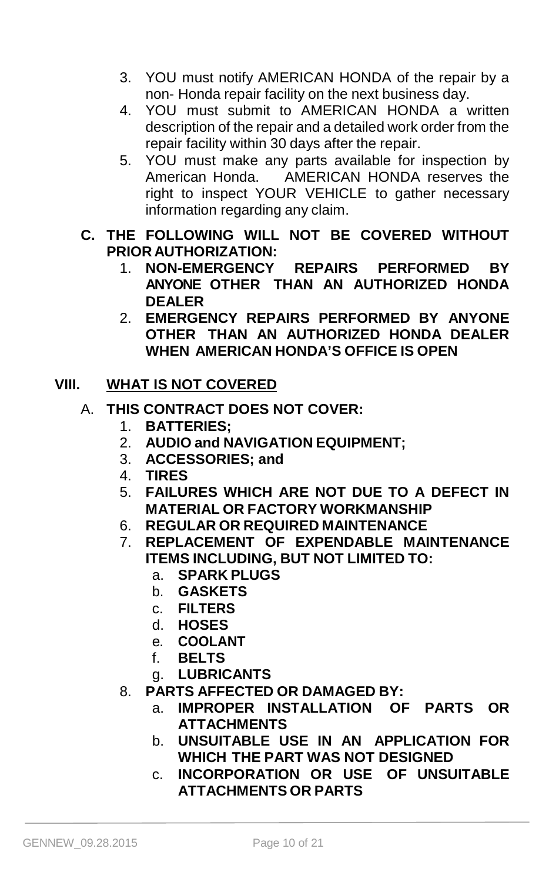3. YOU must notify AMERICAN HONDA of the repair by a non- Honda repair facility on the next business day.
4. YOU must submit to AMERICAN HONDA a written description of the repair and a detailed work order from the repair facility within 30 days after the repair.
5. YOU must make any parts available for inspection by American Honda. AMERICAN HONDA reserves the right to inspect YOUR VEHICLE to gather necessary information regarding any claim.

**C. THE FOLLOWING WILL NOT BE COVERED WITHOUT PRIOR AUTHORIZATION:**

1. **NON-EMERGENCY REPAIRS PERFORMED BY ANYONE OTHER THAN AN AUTHORIZED HONDA DEALER**
2. **EMERGENCY REPAIRS PERFORMED BY ANYONE OTHER THAN AN AUTHORIZED HONDA DEALER WHEN AMERICAN HONDA'S OFFICE IS OPEN**

## VIII. WHAT IS NOT COVERED

A. **THIS CONTRACT DOES NOT COVER:**

1. **BATTERIES;**
2. **AUDIO and NAVIGATION EQUIPMENT;**
3. **ACCESSORIES; and**
4. **TIRES**
5. **FAILURES WHICH ARE NOT DUE TO A DEFECT IN MATERIAL OR FACTORY WORKMANSHIP**
6. **REGULAR OR REQUIRED MAINTENANCE**
7. **REPLACEMENT OF EXPENDABLE MAINTENANCE ITEMS INCLUDING, BUT NOT LIMITED TO:**
   a. **SPARK PLUGS**
   b. **GASKETS**
   c. **FILTERS**
   d. **HOSES**
   e. **COOLANT**
   f. **BELTS**
   g. **LUBRICANTS**
8. **PARTS AFFECTED OR DAMAGED BY:**
   a. **IMPROPER INSTALLATION OF PARTS OR ATTACHMENTS**
   b. **UNSUITABLE USE IN AN APPLICATION FOR WHICH THE PART WAS NOT DESIGNED**
   c. **INCORPORATION OR USE OF UNSUITABLE ATTACHMENTS OR PARTS**

GENNEW_09.28.2015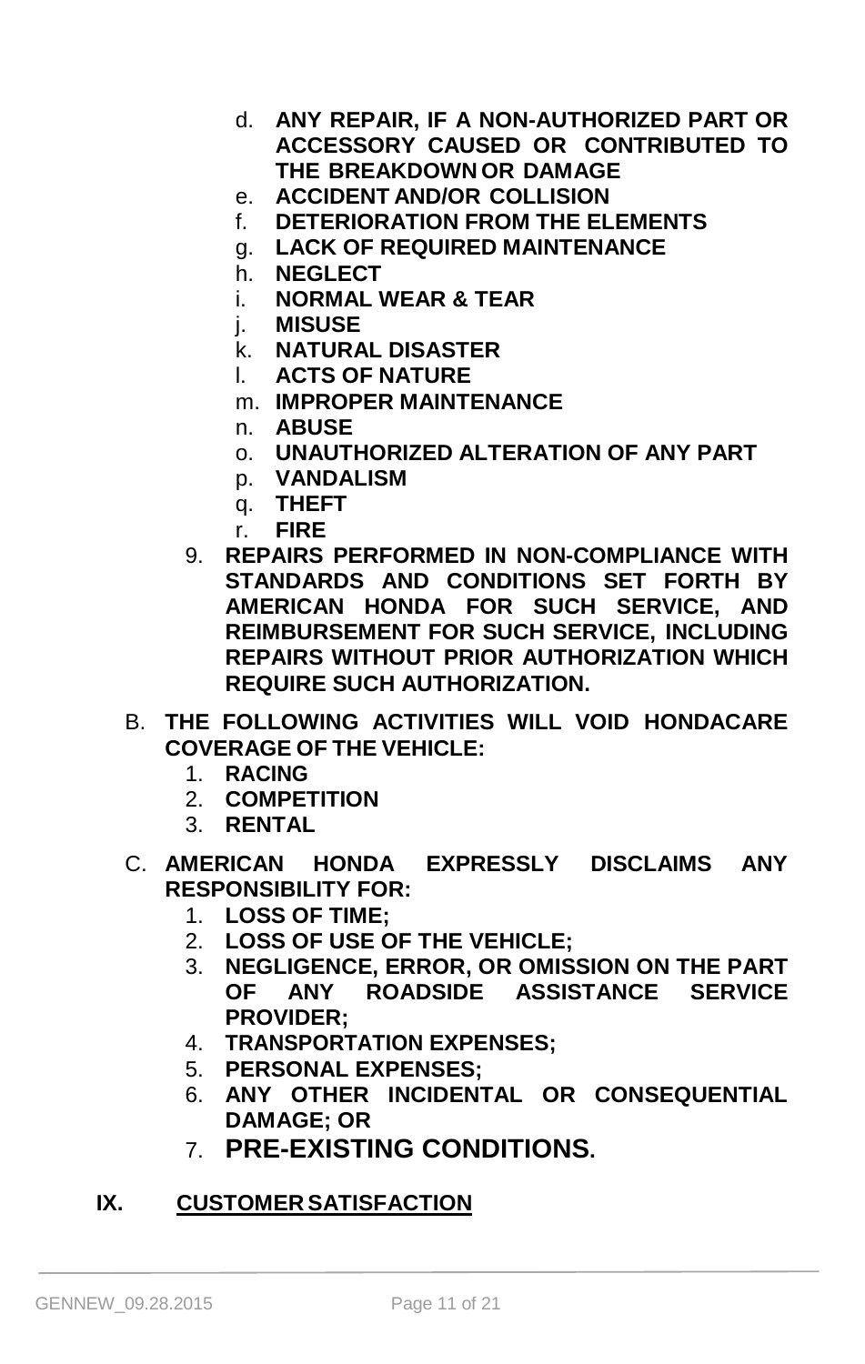d. **ANY REPAIR, IF A NON-AUTHORIZED PART OR ACCESSORY CAUSED OR CONTRIBUTED TO THE BREAKDOWN OR DAMAGE**
   e. **ACCIDENT AND/OR COLLISION**
   f. **DETERIORATION FROM THE ELEMENTS**
   g. **LACK OF REQUIRED MAINTENANCE**
   h. **NEGLECT**
   i. **NORMAL WEAR & TEAR**
   j. **MISUSE**
   k. **NATURAL DISASTER**
   l. **ACTS OF NATURE**
   m. **IMPROPER MAINTENANCE**
   n. **ABUSE**
   o. **UNAUTHORIZED ALTERATION OF ANY PART**
   p. **VANDALISM**
   q. **THEFT**
   r. **FIRE**

9. **REPAIRS PERFORMED IN NON-COMPLIANCE WITH STANDARDS AND CONDITIONS SET FORTH BY AMERICAN HONDA FOR SUCH SERVICE, AND REIMBURSEMENT FOR SUCH SERVICE, INCLUDING REPAIRS WITHOUT PRIOR AUTHORIZATION WHICH REQUIRE SUCH AUTHORIZATION.**

B. **THE FOLLOWING ACTIVITIES WILL VOID HONDACARE COVERAGE OF THE VEHICLE:**
   1. **RACING**
   2. **COMPETITION**
   3. **RENTAL**

C. **AMERICAN HONDA EXPRESSLY DISCLAIMS ANY RESPONSIBILITY FOR:**
   1. **LOSS OF TIME;**
   2. **LOSS OF USE OF THE VEHICLE;**
   3. **NEGLIGENCE, ERROR, OR OMISSION ON THE PART OF ANY ROADSIDE ASSISTANCE SERVICE PROVIDER;**
   4. **TRANSPORTATION EXPENSES;**
   5. **PERSONAL EXPENSES;**
   6. **ANY OTHER INCIDENTAL OR CONSEQUENTIAL DAMAGE; OR**
   7. **PRE-EXISTING CONDITIONS.**

## IX. CUSTOMER SATISFACTION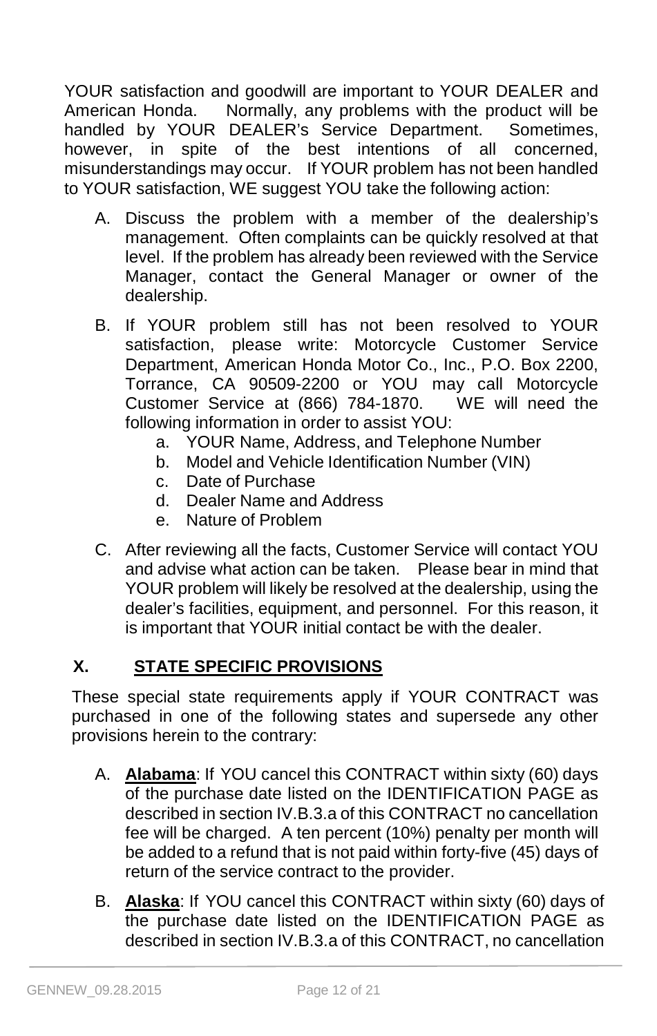YOUR satisfaction and goodwill are important to YOUR DEALER and American Honda. Normally, any problems with the product will be handled by YOUR DEALER's Service Department. Sometimes, however, in spite of the best intentions of all concerned, misunderstandings may occur. If YOUR problem has not been handled to YOUR satisfaction, WE suggest YOU take the following action:

A. Discuss the problem with a member of the dealership's management. Often complaints can be quickly resolved at that level. If the problem has already been reviewed with the Service Manager, contact the General Manager or owner of the dealership.

B. If YOUR problem still has not been resolved to YOUR satisfaction, please write: Motorcycle Customer Service Department, American Honda Motor Co., Inc., P.O. Box 2200, Torrance, CA 90509-2200 or YOU may call Motorcycle Customer Service at (866) 784-1870. WE will need the following information in order to assist YOU:
   a. YOUR Name, Address, and Telephone Number
   b. Model and Vehicle Identification Number (VIN)
   c. Date of Purchase
   d. Dealer Name and Address
   e. Nature of Problem

C. After reviewing all the facts, Customer Service will contact YOU and advise what action can be taken. Please bear in mind that YOUR problem will likely be resolved at the dealership, using the dealer's facilities, equipment, and personnel. For this reason, it is important that YOUR initial contact be with the dealer.

## X. STATE SPECIFIC PROVISIONS

These special state requirements apply if YOUR CONTRACT was purchased in one of the following states and supersede any other provisions herein to the contrary:

A. **Alabama**: If YOU cancel this CONTRACT within sixty (60) days of the purchase date listed on the IDENTIFICATION PAGE as described in section IV.B.3.a of this CONTRACT no cancellation fee will be charged. A ten percent (10%) penalty per month will be added to a refund that is not paid within forty-five (45) days of return of the service contract to the provider.

B. **Alaska**: If YOU cancel this CONTRACT within sixty (60) days of the purchase date listed on the IDENTIFICATION PAGE as described in section IV.B.3.a of this CONTRACT, no cancellation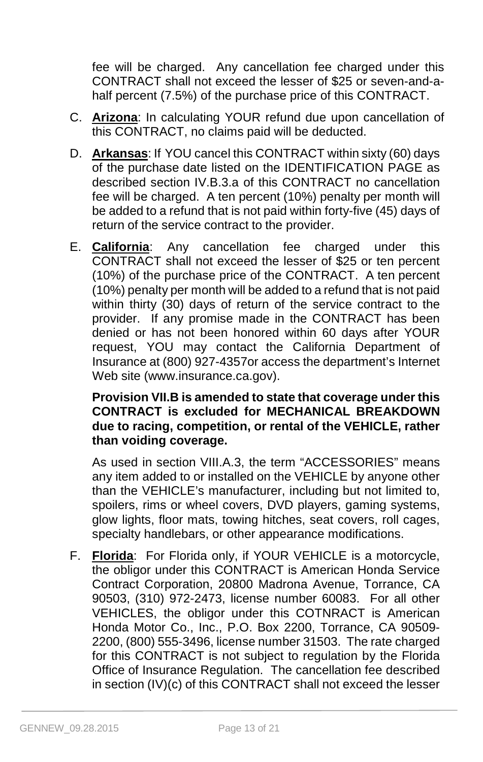fee will be charged. Any cancellation fee charged under this CONTRACT shall not exceed the lesser of $25 or seven-and-a-half percent (7.5%) of the purchase price of this CONTRACT.

C. **Arizona**: In calculating YOUR refund due upon cancellation of this CONTRACT, no claims paid will be deducted.

D. **Arkansas**: If YOU cancel this CONTRACT within sixty (60) days of the purchase date listed on the IDENTIFICATION PAGE as described section IV.B.3.a of this CONTRACT no cancellation fee will be charged. A ten percent (10%) penalty per month will be added to a refund that is not paid within forty-five (45) days of return of the service contract to the provider.

E. **California**: Any cancellation fee charged under this CONTRACT shall not exceed the lesser of $25 or ten percent (10%) of the purchase price of the CONTRACT. A ten percent (10%) penalty per month will be added to a refund that is not paid within thirty (30) days of return of the service contract to the provider. If any promise made in the CONTRACT has been denied or has not been honored within 60 days after YOUR request, YOU may contact the California Department of Insurance at (800) 927-4357or access the department's Internet Web site (www.insurance.ca.gov).

   **Provision VII.B is amended to state that coverage under this CONTRACT is excluded for MECHANICAL BREAKDOWN due to racing, competition, or rental of the VEHICLE, rather than voiding coverage.**

   As used in section VIII.A.3, the term "ACCESSORIES" means any item added to or installed on the VEHICLE by anyone other than the VEHICLE's manufacturer, including but not limited to, spoilers, rims or wheel covers, DVD players, gaming systems, glow lights, floor mats, towing hitches, seat covers, roll cages, specialty handlebars, or other appearance modifications.

F. **Florida**: For Florida only, if YOUR VEHICLE is a motorcycle, the obligor under this CONTRACT is American Honda Service Contract Corporation, 20800 Madrona Avenue, Torrance, CA 90503, (310) 972-2473, license number 60083. For all other VEHICLES, the obligor under this COTNRACT is American Honda Motor Co., Inc., P.O. Box 2200, Torrance, CA 90509-2200, (800) 555-3496, license number 31503. The rate charged for this CONTRACT is not subject to regulation by the Florida Office of Insurance Regulation. The cancellation fee described in section (IV)(c) of this CONTRACT shall not exceed the lesser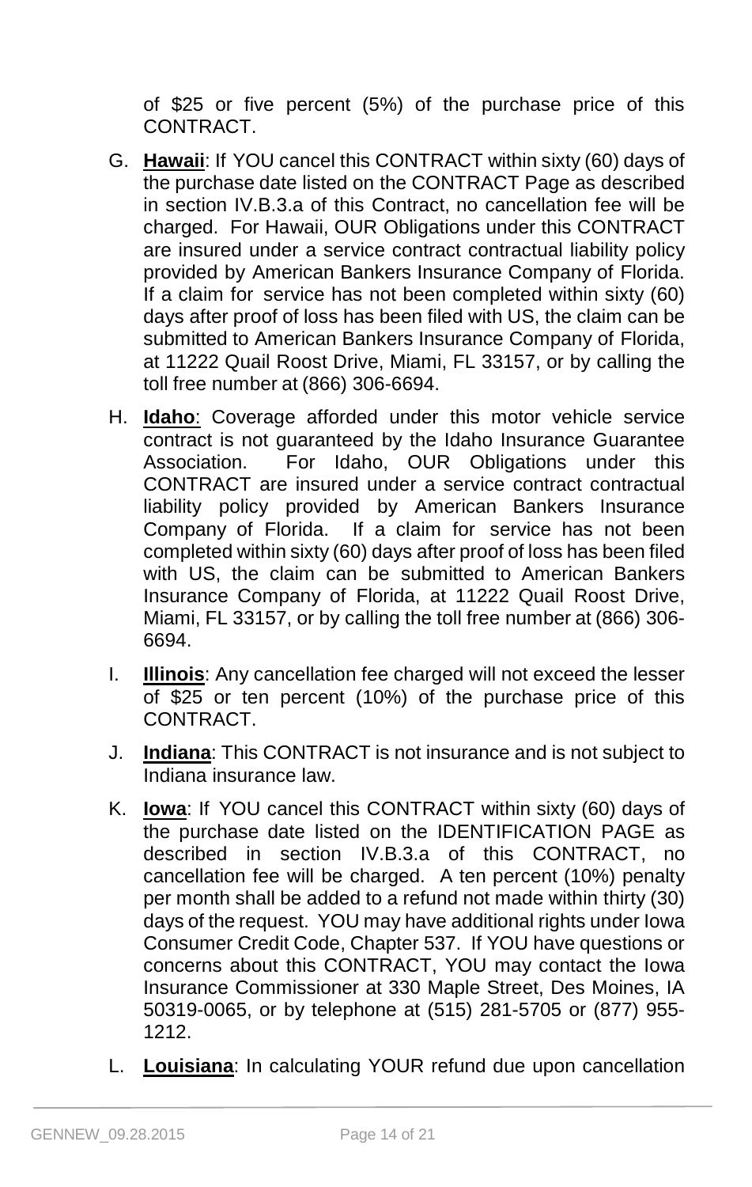of $25 or five percent (5%) of the purchase price of this CONTRACT.

G. **Hawaii**: If YOU cancel this CONTRACT within sixty (60) days of the purchase date listed on the CONTRACT Page as described in section IV.B.3.a of this Contract, no cancellation fee will be charged. For Hawaii, OUR Obligations under this CONTRACT are insured under a service contract contractual liability policy provided by American Bankers Insurance Company of Florida. If a claim for service has not been completed within sixty (60) days after proof of loss has been filed with US, the claim can be submitted to American Bankers Insurance Company of Florida, at 11222 Quail Roost Drive, Miami, FL 33157, or by calling the toll free number at (866) 306-6694.

H. **Idaho**: Coverage afforded under this motor vehicle service contract is not guaranteed by the Idaho Insurance Guarantee Association. For Idaho, OUR Obligations under this CONTRACT are insured under a service contract contractual liability policy provided by American Bankers Insurance Company of Florida. If a claim for service has not been completed within sixty (60) days after proof of loss has been filed with US, the claim can be submitted to American Bankers Insurance Company of Florida, at 11222 Quail Roost Drive, Miami, FL 33157, or by calling the toll free number at (866) 306-6694.

I. **Illinois**: Any cancellation fee charged will not exceed the lesser of $25 or ten percent (10%) of the purchase price of this CONTRACT.

J. **Indiana**: This CONTRACT is not insurance and is not subject to Indiana insurance law.

K. **Iowa**: If YOU cancel this CONTRACT within sixty (60) days of the purchase date listed on the IDENTIFICATION PAGE as described in section IV.B.3.a of this CONTRACT, no cancellation fee will be charged. A ten percent (10%) penalty per month shall be added to a refund not made within thirty (30) days of the request. YOU may have additional rights under Iowa Consumer Credit Code, Chapter 537. If YOU have questions or concerns about this CONTRACT, YOU may contact the Iowa Insurance Commissioner at 330 Maple Street, Des Moines, IA 50319-0065, or by telephone at (515) 281-5705 or (877) 955-1212.

L. **Louisiana**: In calculating YOUR refund due upon cancellation

GENNEW_09.28.2015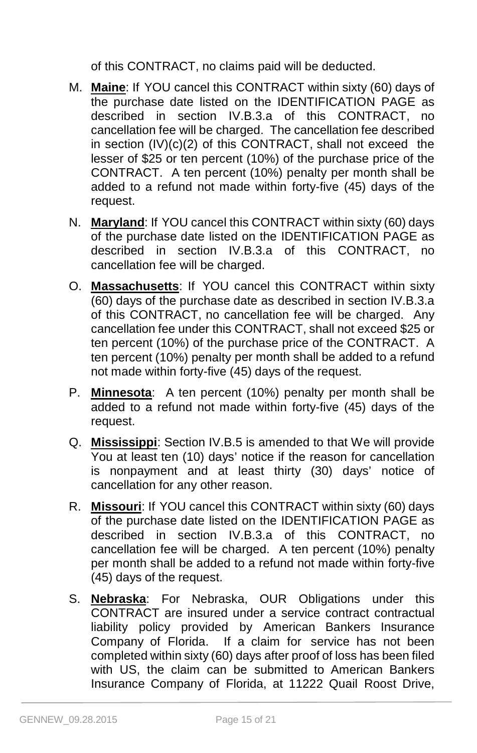of this CONTRACT, no claims paid will be deducted.

M. **Maine**: If YOU cancel this CONTRACT within sixty (60) days of the purchase date listed on the IDENTIFICATION PAGE as described in section IV.B.3.a of this CONTRACT, no cancellation fee will be charged. The cancellation fee described in section (IV)(c)(2) of this CONTRACT, shall not exceed the lesser of $25 or ten percent (10%) of the purchase price of the CONTRACT. A ten percent (10%) penalty per month shall be added to a refund not made within forty-five (45) days of the request.

N. **Maryland**: If YOU cancel this CONTRACT within sixty (60) days of the purchase date listed on the IDENTIFICATION PAGE as described in section IV.B.3.a of this CONTRACT, no cancellation fee will be charged.

O. **Massachusetts**: If YOU cancel this CONTRACT within sixty (60) days of the purchase date as described in section IV.B.3.a of this CONTRACT, no cancellation fee will be charged. Any cancellation fee under this CONTRACT, shall not exceed $25 or ten percent (10%) of the purchase price of the CONTRACT. A ten percent (10%) penalty per month shall be added to a refund not made within forty-five (45) days of the request.

P. **Minnesota**: A ten percent (10%) penalty per month shall be added to a refund not made within forty-five (45) days of the request.

Q. **Mississippi**: Section IV.B.5 is amended to that We will provide You at least ten (10) days' notice if the reason for cancellation is nonpayment and at least thirty (30) days' notice of cancellation for any other reason.

R. **Missouri**: If YOU cancel this CONTRACT within sixty (60) days of the purchase date listed on the IDENTIFICATION PAGE as described in section IV.B.3.a of this CONTRACT, no cancellation fee will be charged. A ten percent (10%) penalty per month shall be added to a refund not made within forty-five (45) days of the request.

S. **Nebraska**: For Nebraska, OUR Obligations under this CONTRACT are insured under a service contract contractual liability policy provided by American Bankers Insurance Company of Florida. If a claim for service has not been completed within sixty (60) days after proof of loss has been filed with US, the claim can be submitted to American Bankers Insurance Company of Florida, at 11222 Quail Roost Drive,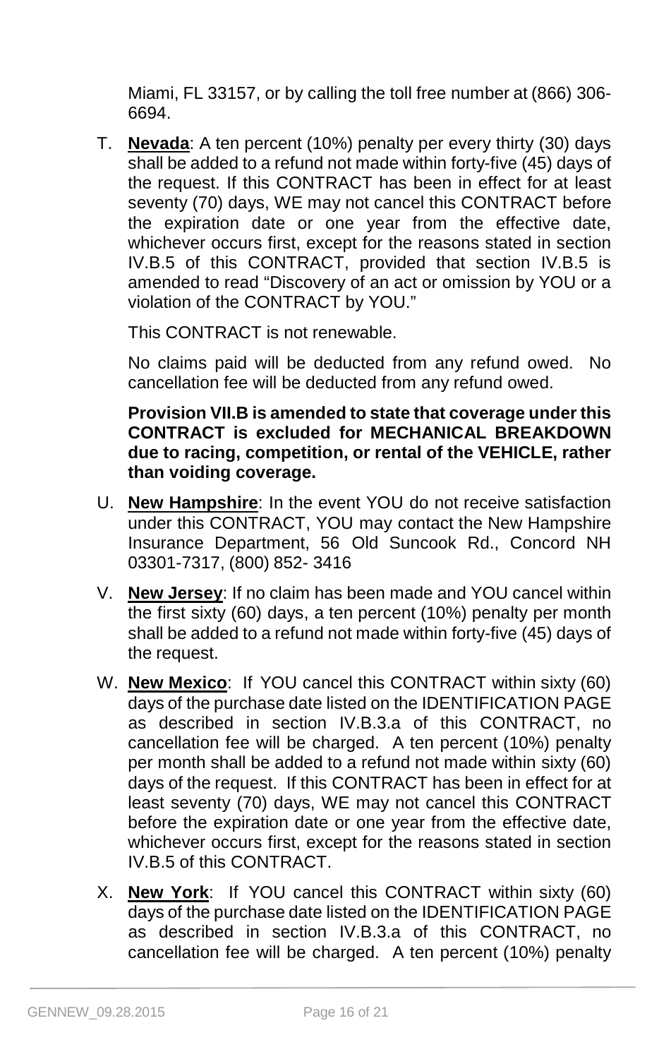Miami, FL 33157, or by calling the toll free number at (866) 306-6694.

T. **Nevada**: A ten percent (10%) penalty per every thirty (30) days shall be added to a refund not made within forty-five (45) days of the request. If this CONTRACT has been in effect for at least seventy (70) days, WE may not cancel this CONTRACT before the expiration date or one year from the effective date, whichever occurs first, except for the reasons stated in section IV.B.5 of this CONTRACT, provided that section IV.B.5 is amended to read "Discovery of an act or omission by YOU or a violation of the CONTRACT by YOU."

   This CONTRACT is not renewable.

   No claims paid will be deducted from any refund owed. No cancellation fee will be deducted from any refund owed.

   **Provision VII.B is amended to state that coverage under this CONTRACT is excluded for MECHANICAL BREAKDOWN due to racing, competition, or rental of the VEHICLE, rather than voiding coverage.**

U. **New Hampshire**: In the event YOU do not receive satisfaction under this CONTRACT, YOU may contact the New Hampshire Insurance Department, 56 Old Suncook Rd., Concord NH 03301-7317, (800) 852- 3416

V. **New Jersey**: If no claim has been made and YOU cancel within the first sixty (60) days, a ten percent (10%) penalty per month shall be added to a refund not made within forty-five (45) days of the request.

W. **New Mexico**: If YOU cancel this CONTRACT within sixty (60) days of the purchase date listed on the IDENTIFICATION PAGE as described in section IV.B.3.a of this CONTRACT, no cancellation fee will be charged. A ten percent (10%) penalty per month shall be added to a refund not made within sixty (60) days of the request. If this CONTRACT has been in effect for at least seventy (70) days, WE may not cancel this CONTRACT before the expiration date or one year from the effective date, whichever occurs first, except for the reasons stated in section IV.B.5 of this CONTRACT.

X. **New York**: If YOU cancel this CONTRACT within sixty (60) days of the purchase date listed on the IDENTIFICATION PAGE as described in section IV.B.3.a of this CONTRACT, no cancellation fee will be charged. A ten percent (10%) penalty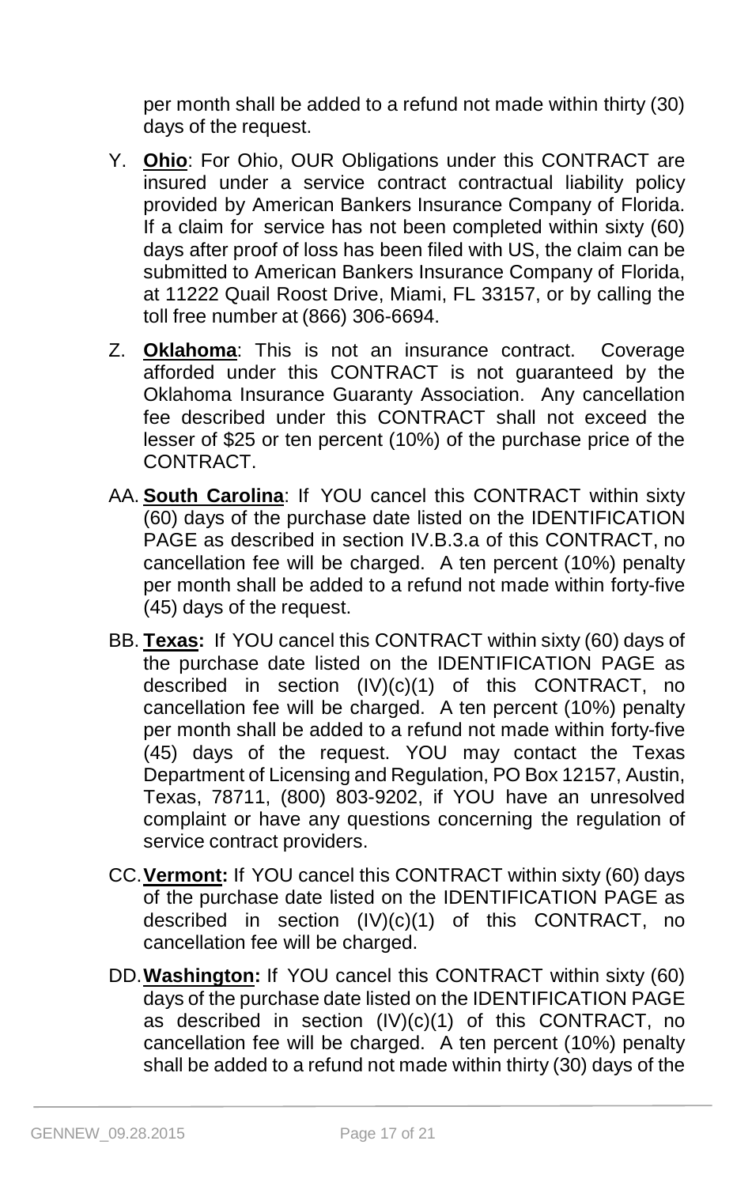per month shall be added to a refund not made within thirty (30) days of the request.

Y. **Ohio**: For Ohio, OUR Obligations under this CONTRACT are insured under a service contract contractual liability policy provided by American Bankers Insurance Company of Florida. If a claim for service has not been completed within sixty (60) days after proof of loss has been filed with US, the claim can be submitted to American Bankers Insurance Company of Florida, at 11222 Quail Roost Drive, Miami, FL 33157, or by calling the toll free number at (866) 306-6694.

Z. **Oklahoma**: This is not an insurance contract. Coverage afforded under this CONTRACT is not guaranteed by the Oklahoma Insurance Guaranty Association. Any cancellation fee described under this CONTRACT shall not exceed the lesser of $25 or ten percent (10%) of the purchase price of the CONTRACT.

AA. **South Carolina**: If YOU cancel this CONTRACT within sixty (60) days of the purchase date listed on the IDENTIFICATION PAGE as described in section IV.B.3.a of this CONTRACT, no cancellation fee will be charged. A ten percent (10%) penalty per month shall be added to a refund not made within forty-five (45) days of the request.

BB. **Texas:** If YOU cancel this CONTRACT within sixty (60) days of the purchase date listed on the IDENTIFICATION PAGE as described in section (IV)(c)(1) of this CONTRACT, no cancellation fee will be charged. A ten percent (10%) penalty per month shall be added to a refund not made within forty-five (45) days of the request. YOU may contact the Texas Department of Licensing and Regulation, PO Box 12157, Austin, Texas, 78711, (800) 803-9202, if YOU have an unresolved complaint or have any questions concerning the regulation of service contract providers.

CC. **Vermont:** If YOU cancel this CONTRACT within sixty (60) days of the purchase date listed on the IDENTIFICATION PAGE as described in section (IV)(c)(1) of this CONTRACT, no cancellation fee will be charged.

DD. **Washington:** If YOU cancel this CONTRACT within sixty (60) days of the purchase date listed on the IDENTIFICATION PAGE as described in section (IV)(c)(1) of this CONTRACT, no cancellation fee will be charged. A ten percent (10%) penalty shall be added to a refund not made within thirty (30) days of the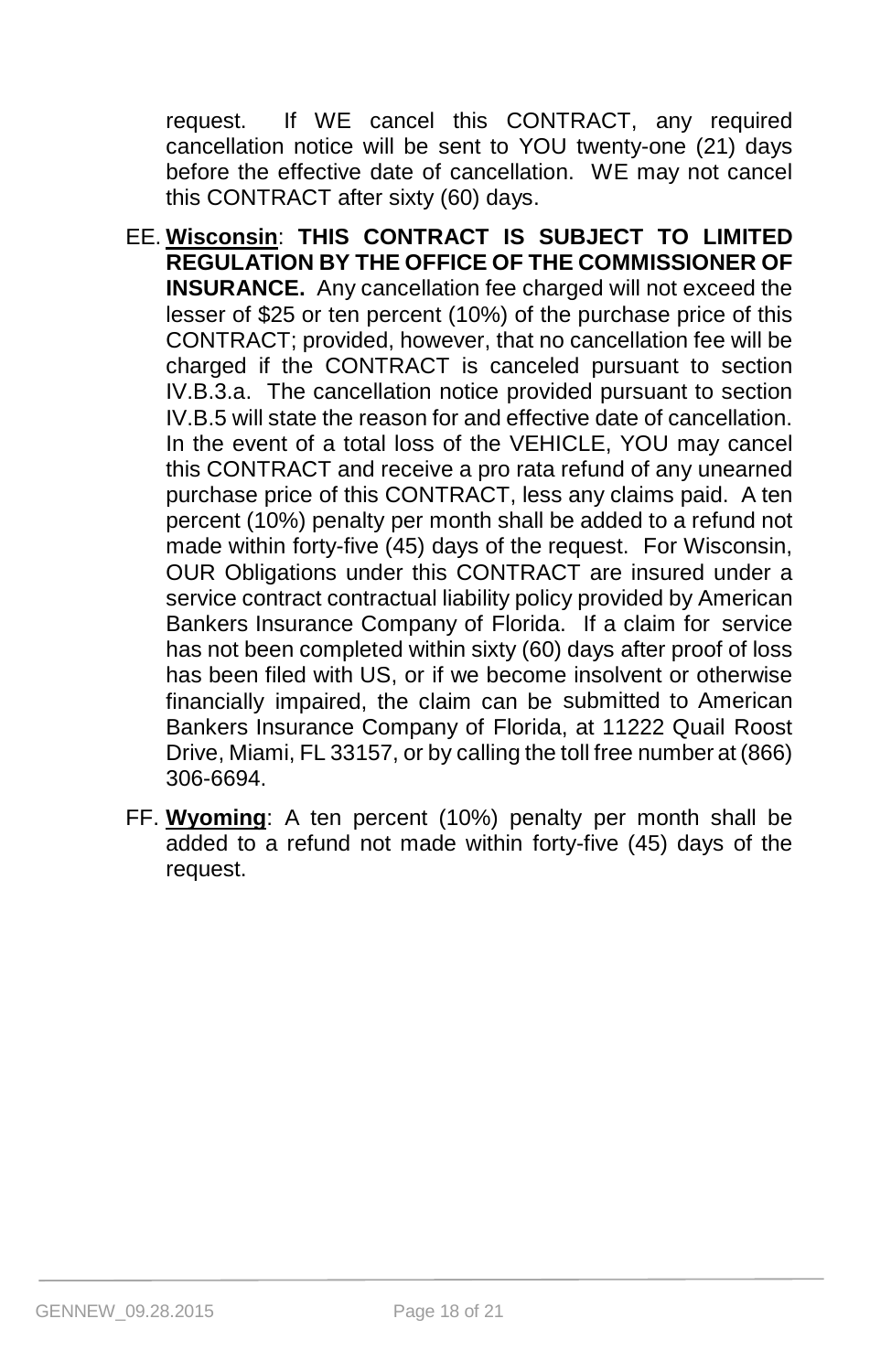request. If WE cancel this CONTRACT, any required cancellation notice will be sent to YOU twenty-one (21) days before the effective date of cancellation. WE may not cancel this CONTRACT after sixty (60) days.

EE. **Wisconsin**: **THIS CONTRACT IS SUBJECT TO LIMITED REGULATION BY THE OFFICE OF THE COMMISSIONER OF INSURANCE.** Any cancellation fee charged will not exceed the lesser of $25 or ten percent (10%) of the purchase price of this CONTRACT; provided, however, that no cancellation fee will be charged if the CONTRACT is canceled pursuant to section IV.B.3.a. The cancellation notice provided pursuant to section IV.B.5 will state the reason for and effective date of cancellation. In the event of a total loss of the VEHICLE, YOU may cancel this CONTRACT and receive a pro rata refund of any unearned purchase price of this CONTRACT, less any claims paid. A ten percent (10%) penalty per month shall be added to a refund not made within forty-five (45) days of the request. For Wisconsin, OUR Obligations under this CONTRACT are insured under a service contract contractual liability policy provided by American Bankers Insurance Company of Florida. If a claim for service has not been completed within sixty (60) days after proof of loss has been filed with US, or if we become insolvent or otherwise financially impaired, the claim can be submitted to American Bankers Insurance Company of Florida, at 11222 Quail Roost Drive, Miami, FL 33157, or by calling the toll free number at (866) 306-6694.

FF. **Wyoming**: A ten percent (10%) penalty per month shall be added to a refund not made within forty-five (45) days of the request.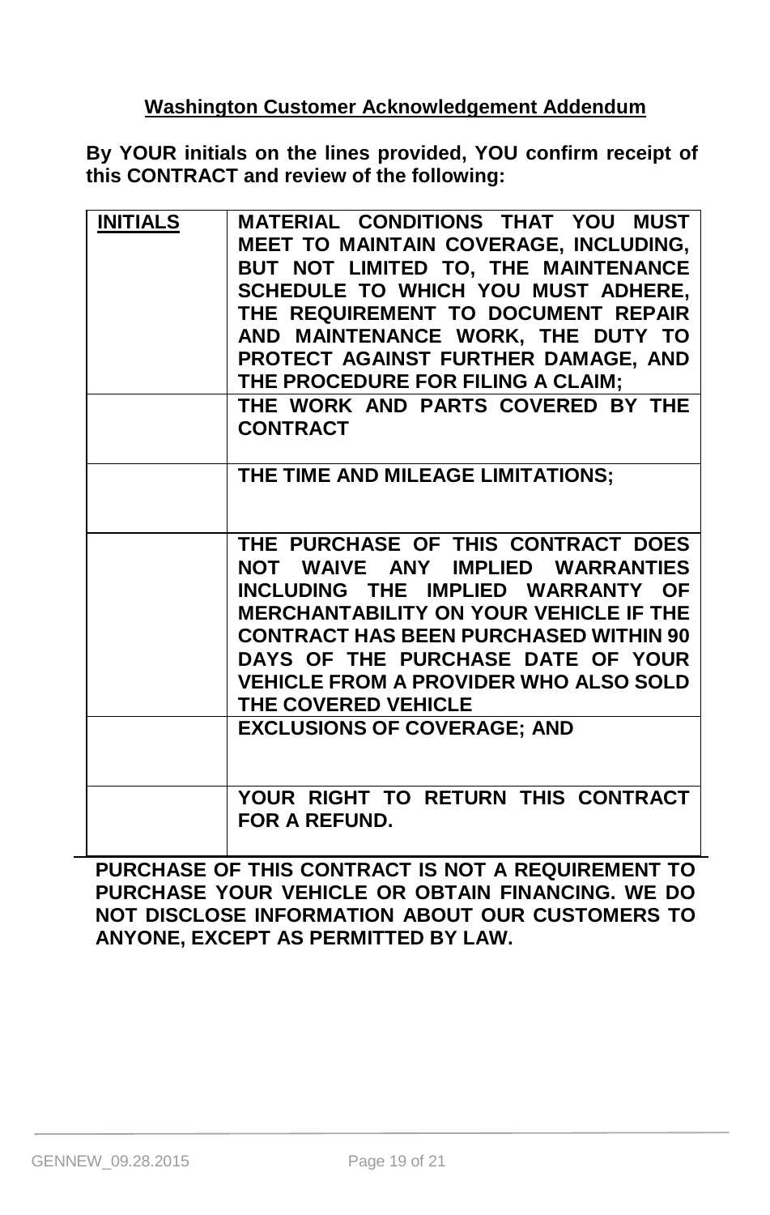## Washington Customer Acknowledgement Addendum

**By YOUR initials on the lines provided, YOU confirm receipt of this CONTRACT and review of the following:**

| **INITIALS** | **MATERIAL CONDITIONS THAT YOU MUST MEET TO MAINTAIN COVERAGE, INCLUDING, BUT NOT LIMITED TO, THE MAINTENANCE SCHEDULE TO WHICH YOU MUST ADHERE, THE REQUIREMENT TO DOCUMENT REPAIR AND MAINTENANCE WORK, THE DUTY TO PROTECT AGAINST FURTHER DAMAGE, AND THE PROCEDURE FOR FILING A CLAIM;** |
|---|---|
| | **THE WORK AND PARTS COVERED BY THE CONTRACT** |
| | **THE TIME AND MILEAGE LIMITATIONS;** |
| | **THE PURCHASE OF THIS CONTRACT DOES NOT WAIVE ANY IMPLIED WARRANTIES INCLUDING THE IMPLIED WARRANTY OF MERCHANTABILITY ON YOUR VEHICLE IF THE CONTRACT HAS BEEN PURCHASED WITHIN 90 DAYS OF THE PURCHASE DATE OF YOUR VEHICLE FROM A PROVIDER WHO ALSO SOLD THE COVERED VEHICLE** |
| | **EXCLUSIONS OF COVERAGE; AND** |
| | **YOUR RIGHT TO RETURN THIS CONTRACT FOR A REFUND.** |

**PURCHASE OF THIS CONTRACT IS NOT A REQUIREMENT TO PURCHASE YOUR VEHICLE OR OBTAIN FINANCING. WE DO NOT DISCLOSE INFORMATION ABOUT OUR CUSTOMERS TO ANYONE, EXCEPT AS PERMITTED BY LAW.**

GENNEW_09.28.2015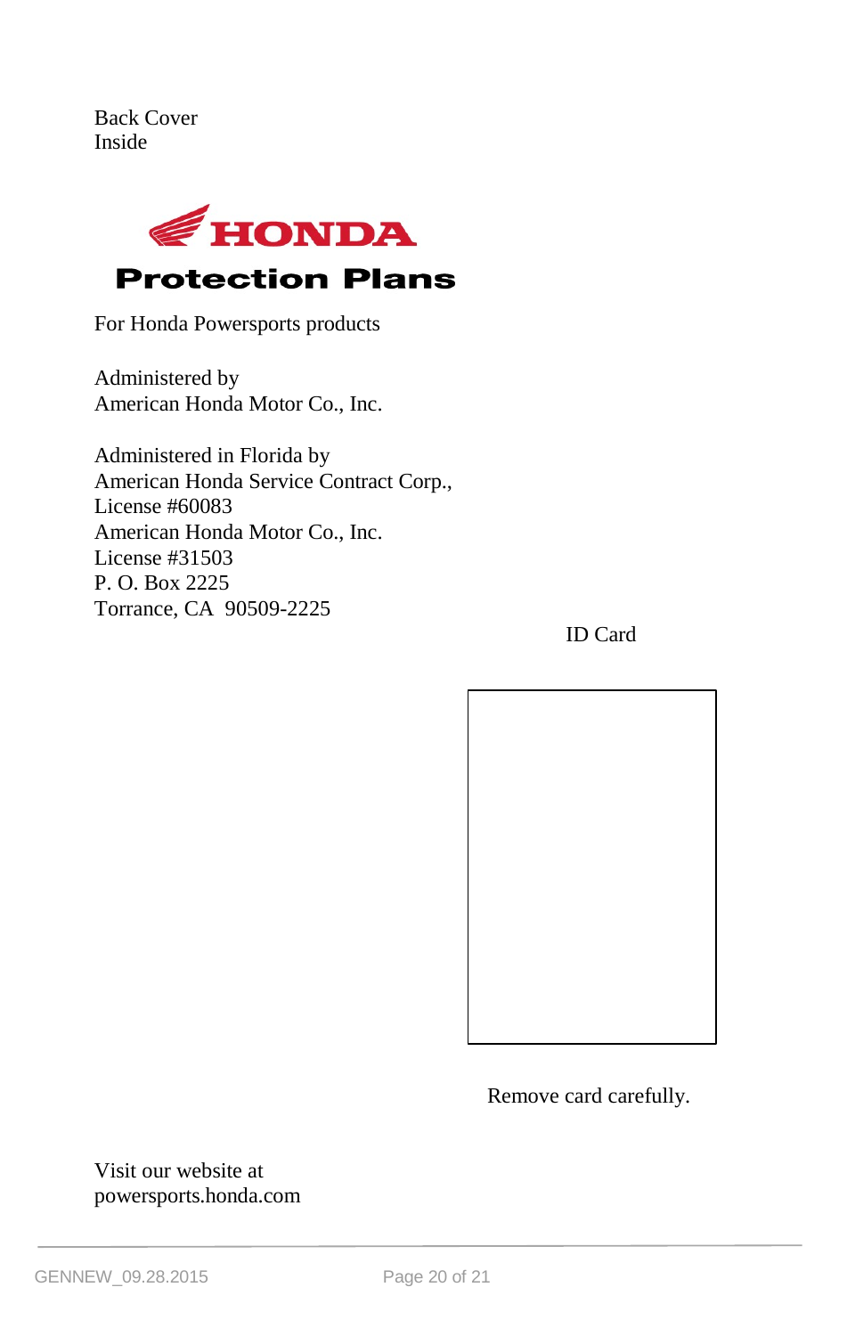Back Cover
Inside

# HONDA

## Protection Plans

For Honda Powersports products

Administered by
American Honda Motor Co., Inc.

Administered in Florida by
American Honda Service Contract Corp.,
License #60083
American Honda Motor Co., Inc.
License #31503
P. O. Box 2225
Torrance, CA 90509-2225

ID Card

Remove card carefully.

Visit our website at
powersports.honda.com

GENNEW_09.28.2015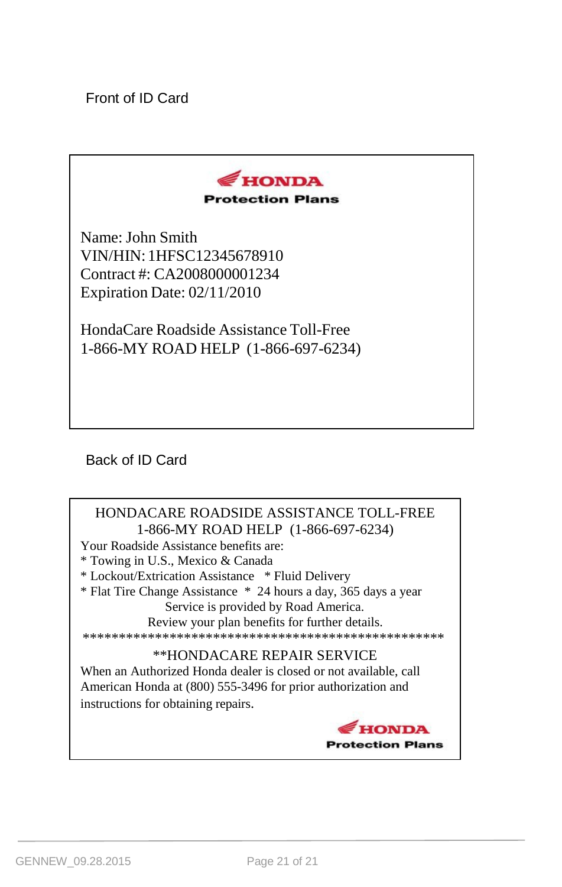Front of ID Card

HONDA
**Protection Plans**

Name: John Smith
VIN/HIN: 1HFSC12345678910
Contract #: CA2008000001234
Expiration Date: 02/11/2010

HondaCare Roadside Assistance Toll-Free
1-866-MY ROAD HELP (1-866-697-6234)

Back of ID Card

HONDACARE ROADSIDE ASSISTANCE TOLL-FREE
1-866-MY ROAD HELP (1-866-697-6234)

Your Roadside Assistance benefits are:
* Towing in U.S., Mexico & Canada
* Lockout/Extrication Assistance * Fluid Delivery
* Flat Tire Change Assistance * 24 hours a day, 365 days a year

Service is provided by Road America.
Review your plan benefits for further details.

*****************************************************

**HONDACARE REPAIR SERVICE

When an Authorized Honda dealer is closed or not available, call American Honda at (800) 555-3496 for prior authorization and instructions for obtaining repairs.

HONDA
**Protection Plans**

GENNEW_09.28.2015